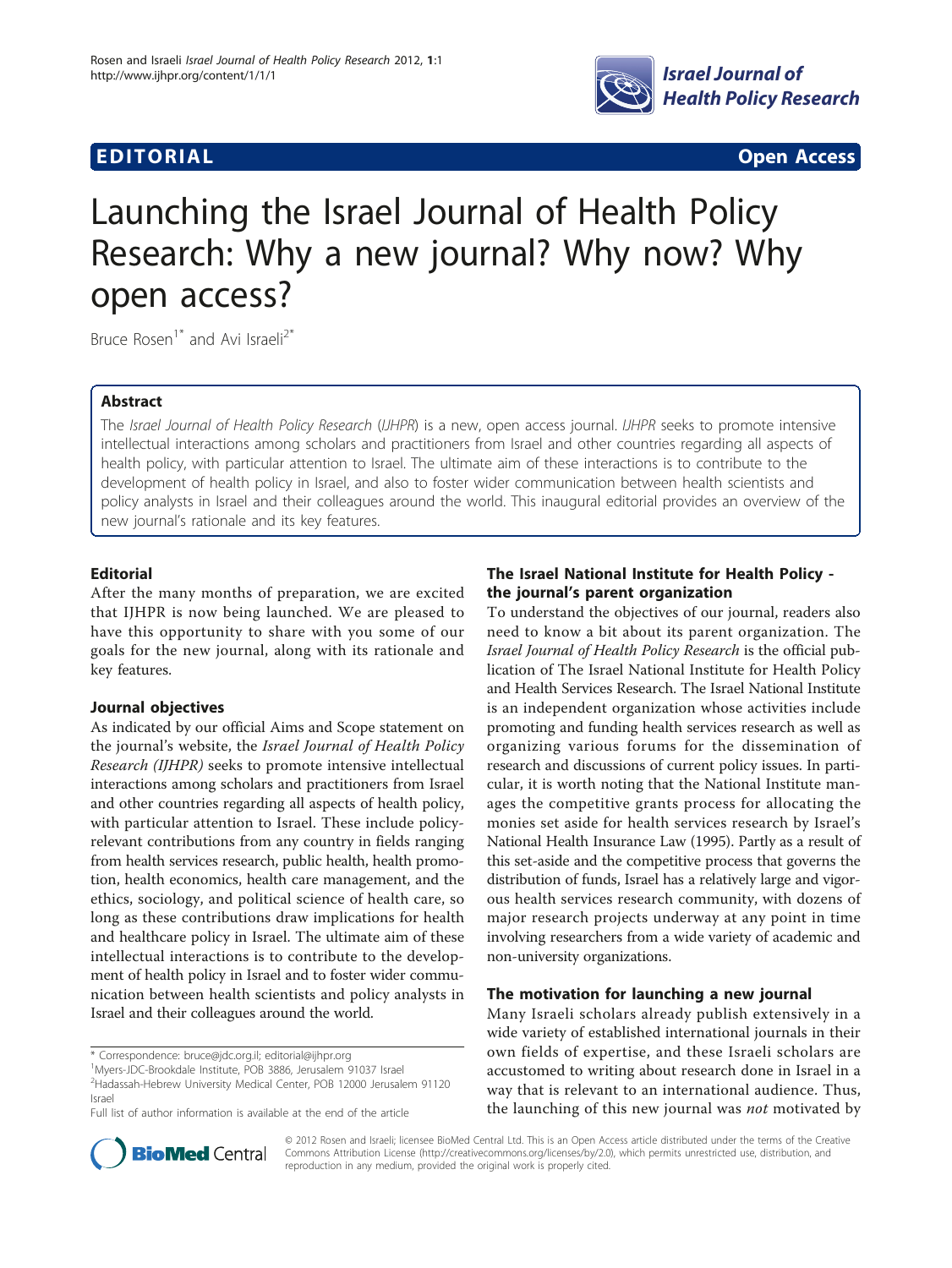**EDITORIAL** **Open Access**

# Launching the Israel Journal of Health Policy Research: Why a new journal? Why now? Why open access?

Bruce Rosen[1*] and Avi Israeli[2*]

## Abstract

The *Israel Journal of Health Policy Research* (*IJHPR*) is a new, open access journal. *IJHPR* seeks to promote intensive intellectual interactions among scholars and practitioners from Israel and other countries regarding all aspects of health policy, with particular attention to Israel. The ultimate aim of these interactions is to contribute to the development of health policy in Israel, and also to foster wider communication between health scientists and policy analysts in Israel and their colleagues around the world. This inaugural editorial provides an overview of the new journal's rationale and its key features.

## Editorial

After the many months of preparation, we are excited that IJHPR is now being launched. We are pleased to have this opportunity to share with you some of our goals for the new journal, along with its rationale and key features.

### Journal objectives

As indicated by our official Aims and Scope statement on the journal's website, the *Israel Journal of Health Policy Research (IJHPR)* seeks to promote intensive intellectual interactions among scholars and practitioners from Israel and other countries regarding all aspects of health policy, with particular attention to Israel. These include policy-relevant contributions from any country in fields ranging from health services research, public health, health promotion, health economics, health care management, and the ethics, sociology, and political science of health care, so long as these contributions draw implications for health and healthcare policy in Israel. The ultimate aim of these intellectual interactions is to contribute to the development of health policy in Israel and to foster wider communication between health scientists and policy analysts in Israel and their colleagues around the world.

### The Israel National Institute for Health Policy - the journal's parent organization

To understand the objectives of our journal, readers also need to know a bit about its parent organization. The *Israel Journal of Health Policy Research* is the official publication of The Israel National Institute for Health Policy and Health Services Research. The Israel National Institute is an independent organization whose activities include promoting and funding health services research as well as organizing various forums for the dissemination of research and discussions of current policy issues. In particular, it is worth noting that the National Institute manages the competitive grants process for allocating the monies set aside for health services research by Israel's National Health Insurance Law (1995). Partly as a result of this set-aside and the competitive process that governs the distribution of funds, Israel has a relatively large and vigorous health services research community, with dozens of major research projects underway at any point in time involving researchers from a wide variety of academic and non-university organizations.

### The motivation for launching a new journal

Many Israeli scholars already publish extensively in a wide variety of established international journals in their own fields of expertise, and these Israeli scholars are accustomed to writing about research done in Israel in a way that is relevant to an international audience. Thus, the launching of this new journal was *not* motivated by

\* Correspondence: bruce@jdc.org.il; editorial@ijhpr.org
[1]Myers-JDC-Brookdale Institute, POB 3886, Jerusalem 91037 Israel
[2]Hadassah-Hebrew University Medical Center, POB 12000 Jerusalem 91120 Israel
Full list of author information is available at the end of the article

© 2012 Rosen and Israeli; licensee BioMed Central Ltd. This is an Open Access article distributed under the terms of the Creative Commons Attribution License (http://creativecommons.org/licenses/by/2.0), which permits unrestricted use, distribution, and reproduction in any medium, provided the original work is properly cited.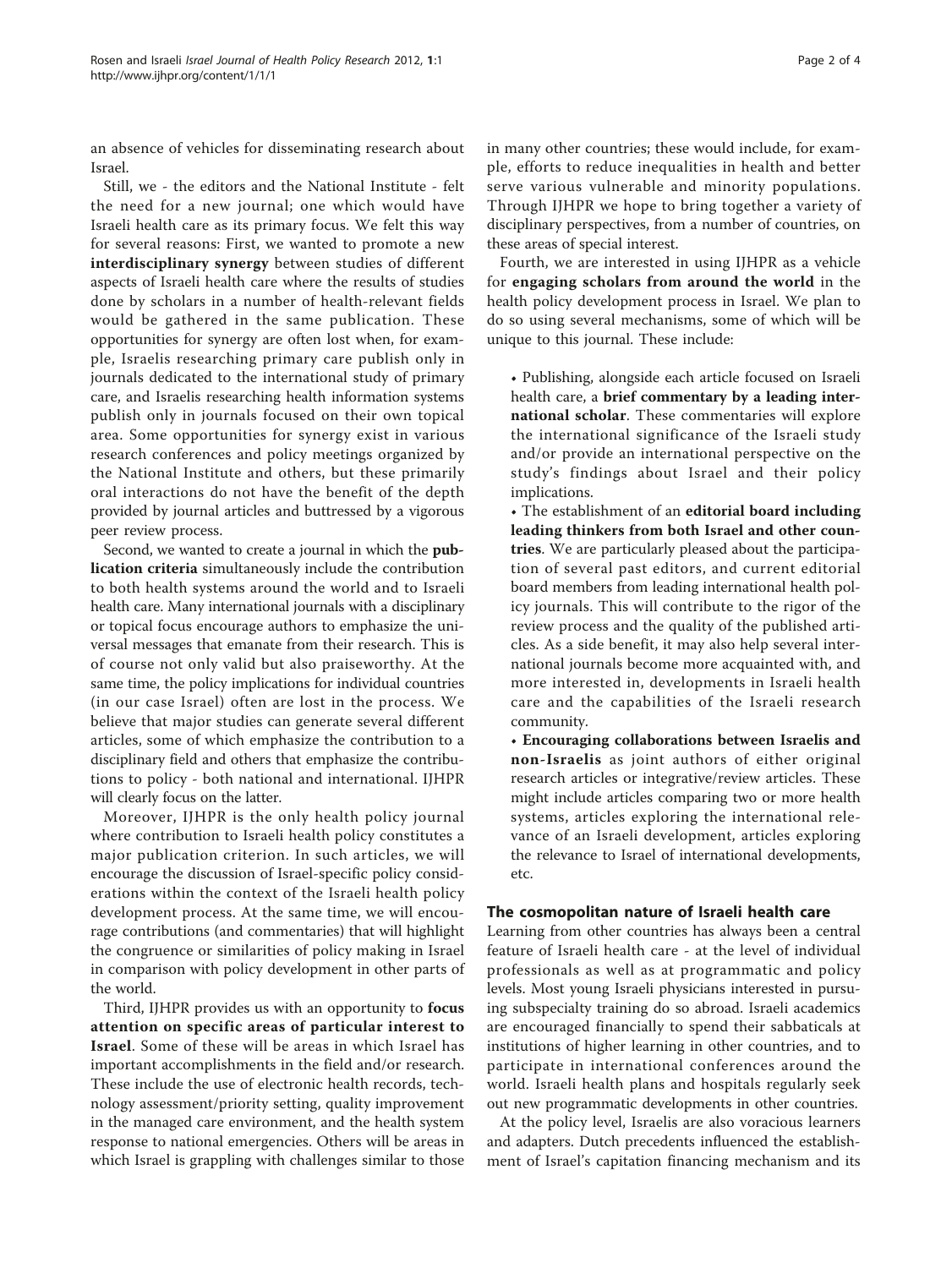an absence of vehicles for disseminating research about Israel.

Still, we - the editors and the National Institute - felt the need for a new journal; one which would have Israeli health care as its primary focus. We felt this way for several reasons: First, we wanted to promote a new **interdisciplinary synergy** between studies of different aspects of Israeli health care where the results of studies done by scholars in a number of health-relevant fields would be gathered in the same publication. These opportunities for synergy are often lost when, for example, Israelis researching primary care publish only in journals dedicated to the international study of primary care, and Israelis researching health information systems publish only in journals focused on their own topical area. Some opportunities for synergy exist in various research conferences and policy meetings organized by the National Institute and others, but these primarily oral interactions do not have the benefit of the depth provided by journal articles and buttressed by a vigorous peer review process.

Second, we wanted to create a journal in which the **publication criteria** simultaneously include the contribution to both health systems around the world and to Israeli health care. Many international journals with a disciplinary or topical focus encourage authors to emphasize the universal messages that emanate from their research. This is of course not only valid but also praiseworthy. At the same time, the policy implications for individual countries (in our case Israel) often are lost in the process. We believe that major studies can generate several different articles, some of which emphasize the contribution to a disciplinary field and others that emphasize the contributions to policy - both national and international. IJHPR will clearly focus on the latter.

Moreover, IJHPR is the only health policy journal where contribution to Israeli health policy constitutes a major publication criterion. In such articles, we will encourage the discussion of Israel-specific policy considerations within the context of the Israeli health policy development process. At the same time, we will encourage contributions (and commentaries) that will highlight the congruence or similarities of policy making in Israel in comparison with policy development in other parts of the world.

Third, IJHPR provides us with an opportunity to **focus attention on specific areas of particular interest to Israel**. Some of these will be areas in which Israel has important accomplishments in the field and/or research. These include the use of electronic health records, technology assessment/priority setting, quality improvement in the managed care environment, and the health system response to national emergencies. Others will be areas in which Israel is grappling with challenges similar to those in many other countries; these would include, for example, efforts to reduce inequalities in health and better serve various vulnerable and minority populations. Through IJHPR we hope to bring together a variety of disciplinary perspectives, from a number of countries, on these areas of special interest.

Fourth, we are interested in using IJHPR as a vehicle for **engaging scholars from around the world** in the health policy development process in Israel. We plan to do so using several mechanisms, some of which will be unique to this journal. These include:

- Publishing, alongside each article focused on Israeli health care, a **brief commentary by a leading international scholar**. These commentaries will explore the international significance of the Israeli study and/or provide an international perspective on the study's findings about Israel and their policy implications.
- The establishment of an **editorial board including leading thinkers from both Israel and other countries**. We are particularly pleased about the participation of several past editors, and current editorial board members from leading international health policy journals. This will contribute to the rigor of the review process and the quality of the published articles. As a side benefit, it may also help several international journals become more acquainted with, and more interested in, developments in Israeli health care and the capabilities of the Israeli research community.
- **Encouraging collaborations between Israelis and non-Israelis** as joint authors of either original research articles or integrative/review articles. These might include articles comparing two or more health systems, articles exploring the international relevance of an Israeli development, articles exploring the relevance to Israel of international developments, etc.

## The cosmopolitan nature of Israeli health care

Learning from other countries has always been a central feature of Israeli health care - at the level of individual professionals as well as at programmatic and policy levels. Most young Israeli physicians interested in pursuing subspecialty training do so abroad. Israeli academics are encouraged financially to spend their sabbaticals at institutions of higher learning in other countries, and to participate in international conferences around the world. Israeli health plans and hospitals regularly seek out new programmatic developments in other countries.

At the policy level, Israelis are also voracious learners and adapters. Dutch precedents influenced the establishment of Israel's capitation financing mechanism and its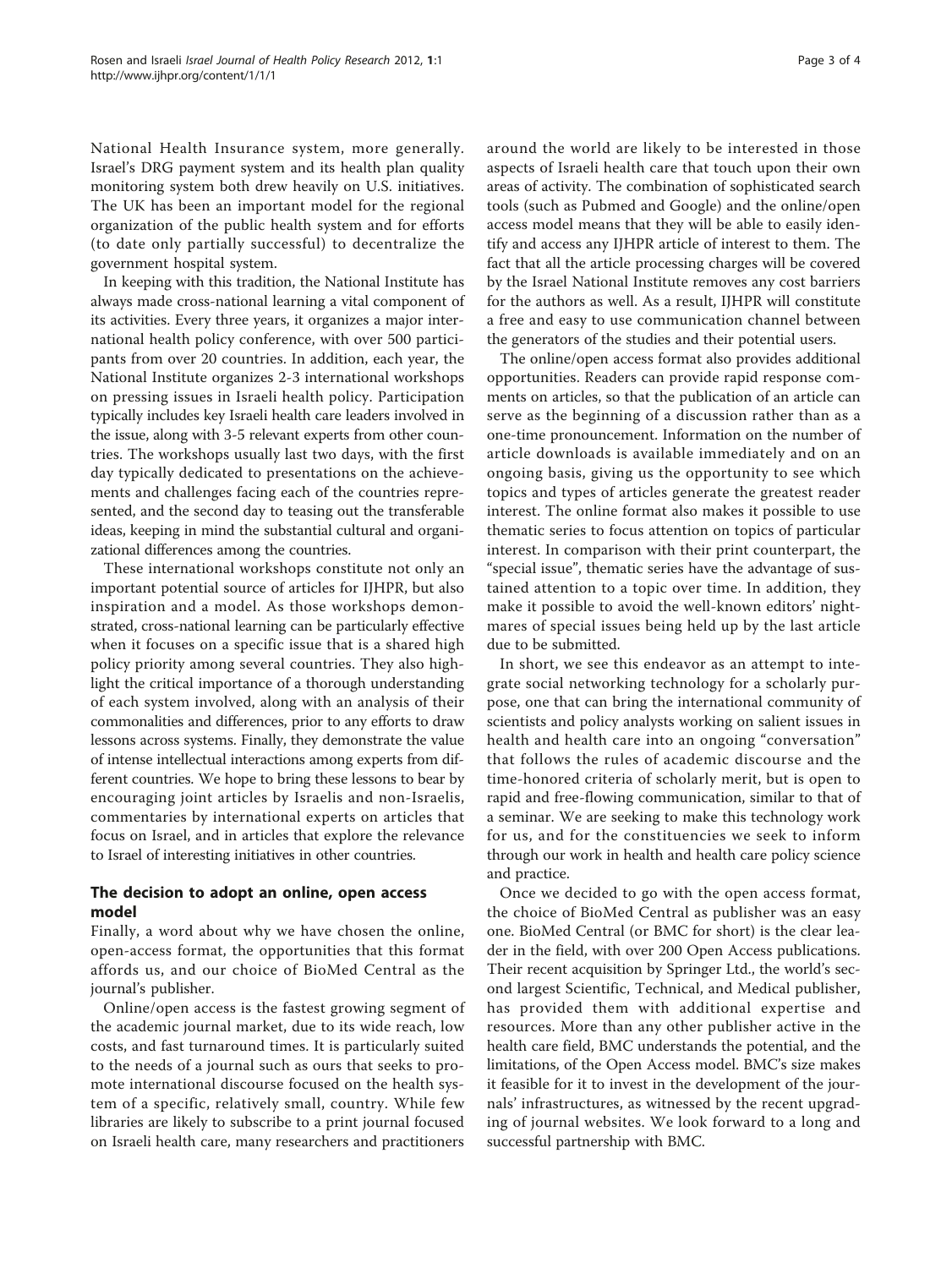National Health Insurance system, more generally. Israel's DRG payment system and its health plan quality monitoring system both drew heavily on U.S. initiatives. The UK has been an important model for the regional organization of the public health system and for efforts (to date only partially successful) to decentralize the government hospital system.

In keeping with this tradition, the National Institute has always made cross-national learning a vital component of its activities. Every three years, it organizes a major international health policy conference, with over 500 participants from over 20 countries. In addition, each year, the National Institute organizes 2-3 international workshops on pressing issues in Israeli health policy. Participation typically includes key Israeli health care leaders involved in the issue, along with 3-5 relevant experts from other countries. The workshops usually last two days, with the first day typically dedicated to presentations on the achievements and challenges facing each of the countries represented, and the second day to teasing out the transferable ideas, keeping in mind the substantial cultural and organizational differences among the countries.

These international workshops constitute not only an important potential source of articles for IJHPR, but also inspiration and a model. As those workshops demonstrated, cross-national learning can be particularly effective when it focuses on a specific issue that is a shared high policy priority among several countries. They also highlight the critical importance of a thorough understanding of each system involved, along with an analysis of their commonalities and differences, prior to any efforts to draw lessons across systems. Finally, they demonstrate the value of intense intellectual interactions among experts from different countries. We hope to bring these lessons to bear by encouraging joint articles by Israelis and non-Israelis, commentaries by international experts on articles that focus on Israel, and in articles that explore the relevance to Israel of interesting initiatives in other countries.

## The decision to adopt an online, open access model

Finally, a word about why we have chosen the online, open-access format, the opportunities that this format affords us, and our choice of BioMed Central as the journal's publisher.

Online/open access is the fastest growing segment of the academic journal market, due to its wide reach, low costs, and fast turnaround times. It is particularly suited to the needs of a journal such as ours that seeks to promote international discourse focused on the health system of a specific, relatively small, country. While few libraries are likely to subscribe to a print journal focused on Israeli health care, many researchers and practitioners around the world are likely to be interested in those aspects of Israeli health care that touch upon their own areas of activity. The combination of sophisticated search tools (such as Pubmed and Google) and the online/open access model means that they will be able to easily identify and access any IJHPR article of interest to them. The fact that all the article processing charges will be covered by the Israel National Institute removes any cost barriers for the authors as well. As a result, IJHPR will constitute a free and easy to use communication channel between the generators of the studies and their potential users.

The online/open access format also provides additional opportunities. Readers can provide rapid response comments on articles, so that the publication of an article can serve as the beginning of a discussion rather than as a one-time pronouncement. Information on the number of article downloads is available immediately and on an ongoing basis, giving us the opportunity to see which topics and types of articles generate the greatest reader interest. The online format also makes it possible to use thematic series to focus attention on topics of particular interest. In comparison with their print counterpart, the "special issue", thematic series have the advantage of sustained attention to a topic over time. In addition, they make it possible to avoid the well-known editors' nightmares of special issues being held up by the last article due to be submitted.

In short, we see this endeavor as an attempt to integrate social networking technology for a scholarly purpose, one that can bring the international community of scientists and policy analysts working on salient issues in health and health care into an ongoing "conversation" that follows the rules of academic discourse and the time-honored criteria of scholarly merit, but is open to rapid and free-flowing communication, similar to that of a seminar. We are seeking to make this technology work for us, and for the constituencies we seek to inform through our work in health and health care policy science and practice.

Once we decided to go with the open access format, the choice of BioMed Central as publisher was an easy one. BioMed Central (or BMC for short) is the clear leader in the field, with over 200 Open Access publications. Their recent acquisition by Springer Ltd., the world's second largest Scientific, Technical, and Medical publisher, has provided them with additional expertise and resources. More than any other publisher active in the health care field, BMC understands the potential, and the limitations, of the Open Access model. BMC's size makes it feasible for it to invest in the development of the journals' infrastructures, as witnessed by the recent upgrading of journal websites. We look forward to a long and successful partnership with BMC.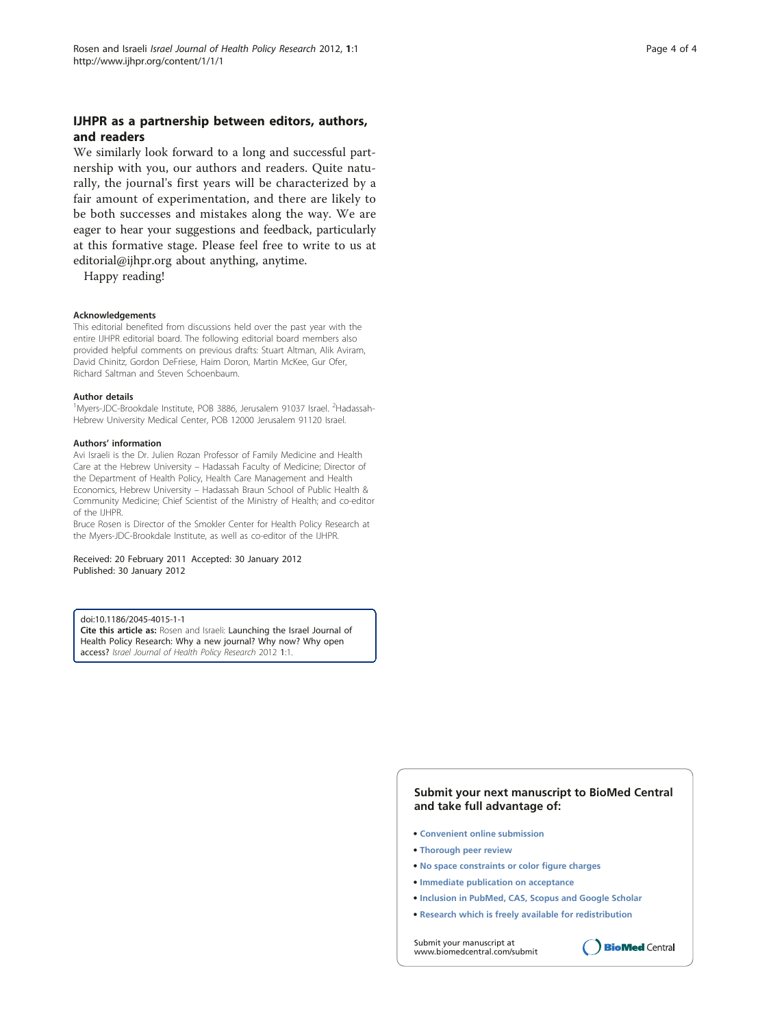## IJHPR as a partnership between editors, authors, and readers

We similarly look forward to a long and successful partnership with you, our authors and readers. Quite naturally, the journal's first years will be characterized by a fair amount of experimentation, and there are likely to be both successes and mistakes along the way. We are eager to hear your suggestions and feedback, particularly at this formative stage. Please feel free to write to us at editorial@ijhpr.org about anything, anytime.

Happy reading!

### Acknowledgements

This editorial benefited from discussions held over the past year with the entire IJHPR editorial board. The following editorial board members also provided helpful comments on previous drafts: Stuart Altman, Alik Aviram, David Chinitz, Gordon DeFriese, Haim Doron, Martin McKee, Gur Ofer, Richard Saltman and Steven Schoenbaum.

### Author details

[1]Myers-JDC-Brookdale Institute, POB 3886, Jerusalem 91037 Israel. [2]Hadassah-Hebrew University Medical Center, POB 12000 Jerusalem 91120 Israel.

### Authors' information

Avi Israeli is the Dr. Julien Rozan Professor of Family Medicine and Health Care at the Hebrew University – Hadassah Faculty of Medicine; Director of the Department of Health Policy, Health Care Management and Health Economics, Hebrew University – Hadassah Braun School of Public Health & Community Medicine; Chief Scientist of the Ministry of Health; and co-editor of the IJHPR.

Bruce Rosen is Director of the Smokler Center for Health Policy Research at the Myers-JDC-Brookdale Institute, as well as co-editor of the IJHPR.

Received: 20 February 2011 Accepted: 30 January 2012
Published: 30 January 2012

doi:10.1186/2045-4015-1-1
**Cite this article as:** Rosen and Israeli: Launching the Israel Journal of Health Policy Research: Why a new journal? Why now? Why open access? *Israel Journal of Health Policy Research* 2012 **1**:1.

**Submit your next manuscript to BioMed Central and take full advantage of:**

- Convenient online submission
- Thorough peer review
- No space constraints or color figure charges
- Immediate publication on acceptance
- Inclusion in PubMed, CAS, Scopus and Google Scholar
- Research which is freely available for redistribution

Submit your manuscript at www.biomedcentral.com/submit

BioMed Central